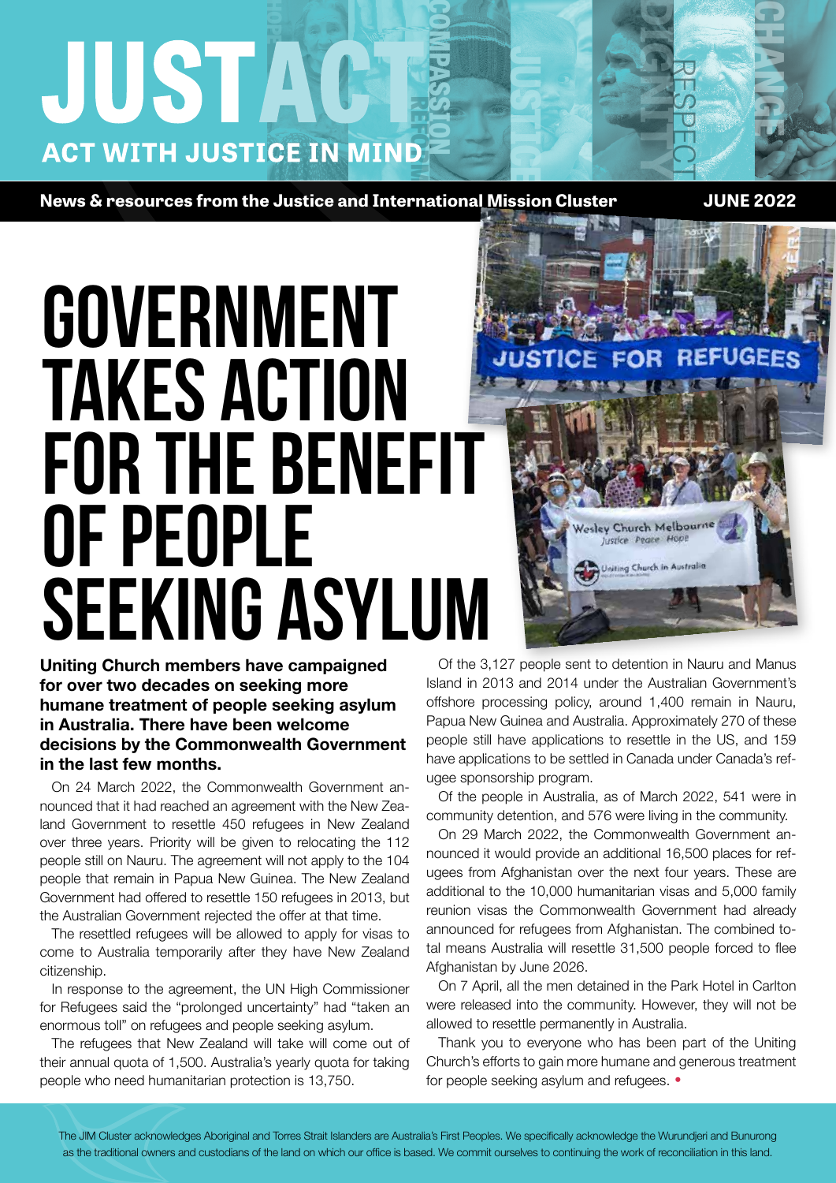# JUSTACT

**ACT WITH JUSTICE IN MIND**

**News & resources from the Justice and International Mission Cluster** **JUNE 2022**

# GOVERNMENT TAKES ACTION FOR THE BENEFIT OF PEOPLE SEEKING ASYLUM

**Uniting Church members have campaigned for over two decades on seeking more humane treatment of people seeking asylum in Australia. There have been welcome decisions by the Commonwealth Government in the last few months.**

On 24 March 2022, the Commonwealth Government announced that it had reached an agreement with the New Zealand Government to resettle 450 refugees in New Zealand over three years. Priority will be given to relocating the 112 people still on Nauru. The agreement will not apply to the 104 people that remain in Papua New Guinea. The New Zealand Government had offered to resettle 150 refugees in 2013, but the Australian Government rejected the offer at that time.

The resettled refugees will be allowed to apply for visas to come to Australia temporarily after they have New Zealand citizenship.

In response to the agreement, the UN High Commissioner for Refugees said the "prolonged uncertainty" had "taken an enormous toll" on refugees and people seeking asylum.

The refugees that New Zealand will take will come out of their annual quota of 1,500. Australia's yearly quota for taking people who need humanitarian protection is 13,750.

Of the 3,127 people sent to detention in Nauru and Manus Island in 2013 and 2014 under the Australian Government's offshore processing policy, around 1,400 remain in Nauru, Papua New Guinea and Australia. Approximately 270 of these people still have applications to resettle in the US, and 159 have applications to be settled in Canada under Canada's refugee sponsorship program.

Of the people in Australia, as of March 2022, 541 were in community detention, and 576 were living in the community.

On 29 March 2022, the Commonwealth Government announced it would provide an additional 16,500 places for refugees from Afghanistan over the next four years. These are additional to the 10,000 humanitarian visas and 5,000 family reunion visas the Commonwealth Government had already announced for refugees from Afghanistan. The combined total means Australia will resettle 31,500 people forced to flee Afghanistan by June 2026.

On 7 April, all the men detained in the Park Hotel in Carlton were released into the community. However, they will not be allowed to resettle permanently in Australia.

Thank you to everyone who has been part of the Uniting Church's efforts to gain more humane and generous treatment for people seeking asylum and refugees. •

The JIM Cluster acknowledges Aboriginal and Torres Strait Islanders are Australia's First Peoples. We specifically acknowledge the Wurundjeri and Bunurong as the traditional owners and custodians of the land on which our office is based. We commit ourselves to continuing the work of reconciliation in this land.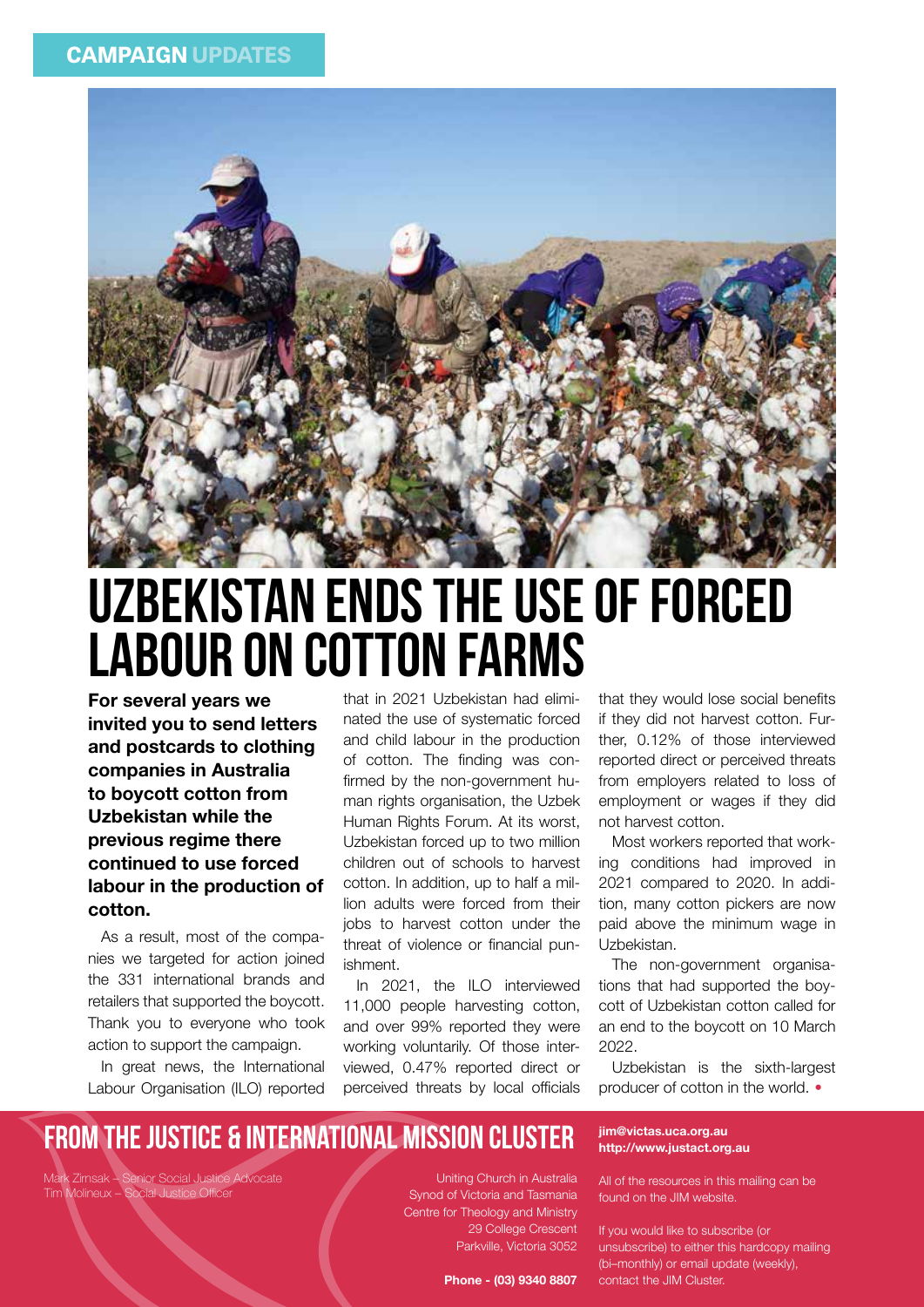CAMPAIGN UPDATES

# UZBEKISTAN ENDS THE USE OF FORCED LABOUR ON COTTON FARMS

**For several years we invited you to send letters and postcards to clothing companies in Australia to boycott cotton from Uzbekistan while the previous regime there continued to use forced labour in the production of cotton.**

As a result, most of the companies we targeted for action joined the 331 international brands and retailers that supported the boycott. Thank you to everyone who took action to support the campaign.

In great news, the International Labour Organisation (ILO) reported that in 2021 Uzbekistan had eliminated the use of systematic forced and child labour in the production of cotton. The finding was confirmed by the non-government human rights organisation, the Uzbek Human Rights Forum. At its worst, Uzbekistan forced up to two million children out of schools to harvest cotton. In addition, up to half a million adults were forced from their jobs to harvest cotton under the threat of violence or financial punishment.

In 2021, the ILO interviewed 11,000 people harvesting cotton, and over 99% reported they were working voluntarily. Of those interviewed, 0.47% reported direct or perceived threats by local officials that they would lose social benefits if they did not harvest cotton. Further, 0.12% of those interviewed reported direct or perceived threats from employers related to loss of employment or wages if they did not harvest cotton.

Most workers reported that working conditions had improved in 2021 compared to 2020. In addition, many cotton pickers are now paid above the minimum wage in Uzbekistan.

The non-government organisations that had supported the boycott of Uzbekistan cotton called for an end to the boycott on 10 March 2022.

Uzbekistan is the sixth-largest producer of cotton in the world.

## FROM THE JUSTICE & INTERNATIONAL MISSION CLUSTER

Mark Zirnsak – Senior Social Justice Advocate
Tim Molineux – Social Justice Officer

Uniting Church in Australia
Synod of Victoria and Tasmania
Centre for Theology and Ministry
29 College Crescent
Parkville, Victoria 3052

**Phone - (03) 9340 8807**

**jim@victas.uca.org.au**
**http://www.justact.org.au**

All of the resources in this mailing can be found on the JIM website.

If you would like to subscribe (or unsubscribe) to either this hardcopy mailing (bi–monthly) or email update (weekly), contact the JIM Cluster.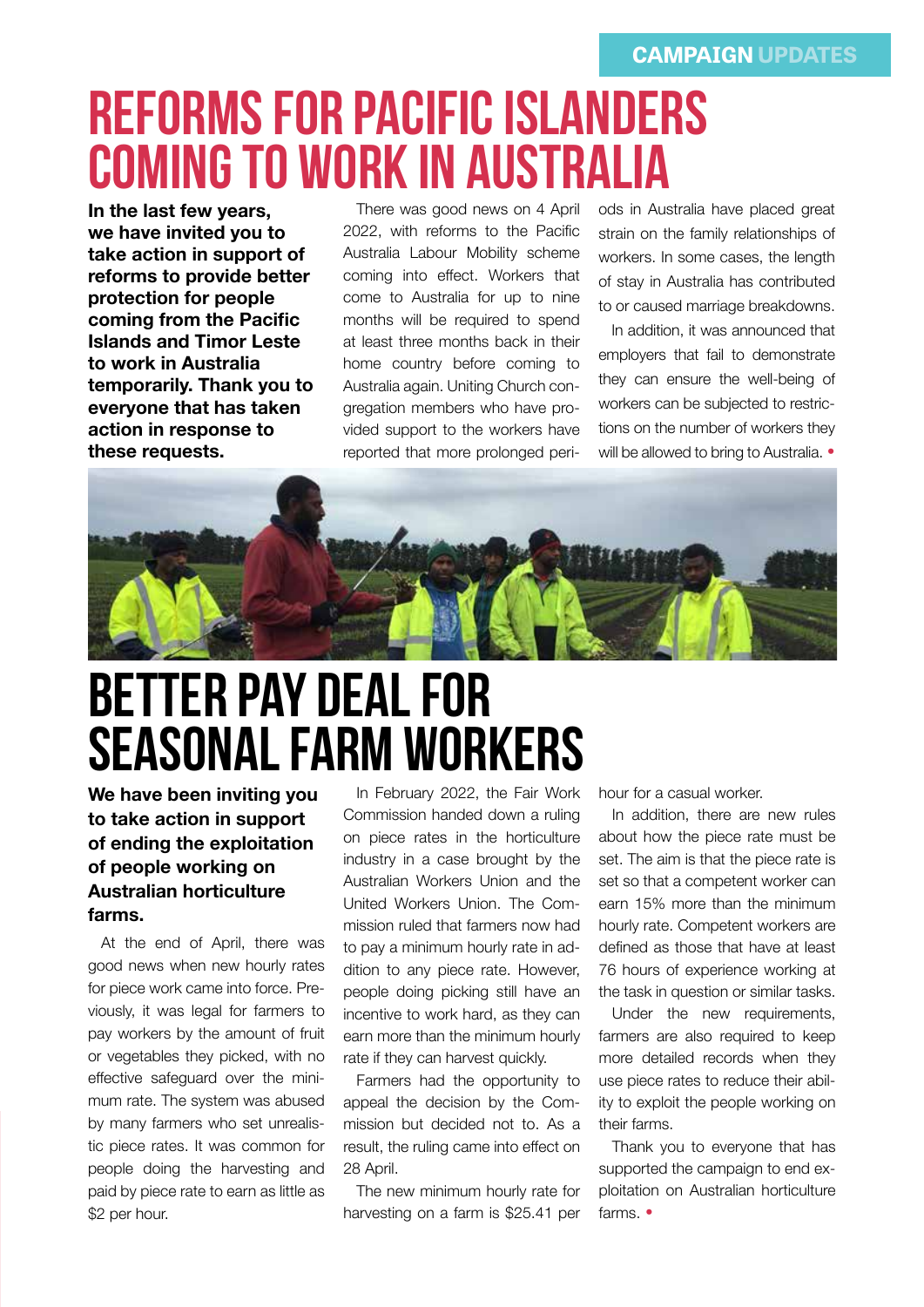CAMPAIGN UPDATES

# REFORMS FOR PACIFIC ISLANDERS COMING TO WORK IN AUSTRALIA

**In the last few years, we have invited you to take action in support of reforms to provide better protection for people coming from the Pacific Islands and Timor Leste to work in Australia temporarily. Thank you to everyone that has taken action in response to these requests.**

There was good news on 4 April 2022, with reforms to the Pacific Australia Labour Mobility scheme coming into effect. Workers that come to Australia for up to nine months will be required to spend at least three months back in their home country before coming to Australia again. Uniting Church congregation members who have provided support to the workers have reported that more prolonged periods in Australia have placed great strain on the family relationships of workers. In some cases, the length of stay in Australia has contributed to or caused marriage breakdowns.

In addition, it was announced that employers that fail to demonstrate they can ensure the well-being of workers can be subjected to restrictions on the number of workers they will be allowed to bring to Australia. •

# BETTER PAY DEAL FOR SEASONAL FARM WORKERS

**We have been inviting you to take action in support of ending the exploitation of people working on Australian horticulture farms.**

At the end of April, there was good news when new hourly rates for piece work came into force. Previously, it was legal for farmers to pay workers by the amount of fruit or vegetables they picked, with no effective safeguard over the minimum rate. The system was abused by many farmers who set unrealistic piece rates. It was common for people doing the harvesting and paid by piece rate to earn as little as $2 per hour.

In February 2022, the Fair Work Commission handed down a ruling on piece rates in the horticulture industry in a case brought by the Australian Workers Union and the United Workers Union. The Commission ruled that farmers now had to pay a minimum hourly rate in addition to any piece rate. However, people doing picking still have an incentive to work hard, as they can earn more than the minimum hourly rate if they can harvest quickly.

Farmers had the opportunity to appeal the decision by the Commission but decided not to. As a result, the ruling came into effect on 28 April.

The new minimum hourly rate for harvesting on a farm is $25.41 per hour for a casual worker.

In addition, there are new rules about how the piece rate must be set. The aim is that the piece rate is set so that a competent worker can earn 15% more than the minimum hourly rate. Competent workers are defined as those that have at least 76 hours of experience working at the task in question or similar tasks.

Under the new requirements, farmers are also required to keep more detailed records when they use piece rates to reduce their ability to exploit the people working on their farms.

Thank you to everyone that has supported the campaign to end exploitation on Australian horticulture farms. •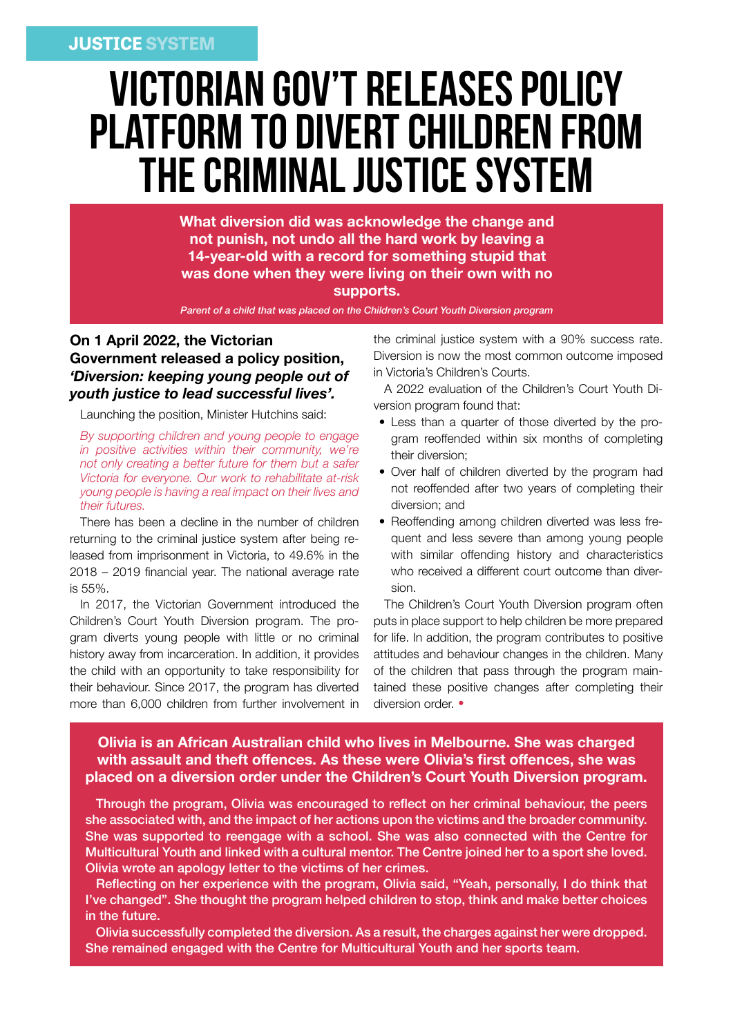JUSTICE SYSTEM

# VICTORIAN GOV'T RELEASES POLICY PLATFORM TO DIVERT CHILDREN FROM THE CRIMINAL JUSTICE SYSTEM

**What diversion did was acknowledge the change and not punish, not undo all the hard work by leaving a 14-year-old with a record for something stupid that was done when they were living on their own with no supports.**

*Parent of a child that was placed on the Children's Court Youth Diversion program*

**On 1 April 2022, the Victorian Government released a policy position, *'Diversion: keeping young people out of youth justice to lead successful lives'*.**

Launching the position, Minister Hutchins said:

*By supporting children and young people to engage in positive activities within their community, we're not only creating a better future for them but a safer Victoria for everyone. Our work to rehabilitate at-risk young people is having a real impact on their lives and their futures.*

There has been a decline in the number of children returning to the criminal justice system after being released from imprisonment in Victoria, to 49.6% in the 2018 – 2019 financial year. The national average rate is 55%.

In 2017, the Victorian Government introduced the Children's Court Youth Diversion program. The program diverts young people with little or no criminal history away from incarceration. In addition, it provides the child with an opportunity to take responsibility for their behaviour. Since 2017, the program has diverted more than 6,000 children from further involvement in the criminal justice system with a 90% success rate. Diversion is now the most common outcome imposed in Victoria's Children's Courts.

A 2022 evaluation of the Children's Court Youth Diversion program found that:

- Less than a quarter of those diverted by the program reoffended within six months of completing their diversion;
- Over half of children diverted by the program had not reoffended after two years of completing their diversion; and
- Reoffending among children diverted was less frequent and less severe than among young people with similar offending history and characteristics who received a different court outcome than diversion.

The Children's Court Youth Diversion program often puts in place support to help children be more prepared for life. In addition, the program contributes to positive attitudes and behaviour changes in the children. Many of the children that pass through the program maintained these positive changes after completing their diversion order. •

**Olivia is an African Australian child who lives in Melbourne. She was charged with assault and theft offences. As these were Olivia's first offences, she was placed on a diversion order under the Children's Court Youth Diversion program.**

Through the program, Olivia was encouraged to reflect on her criminal behaviour, the peers she associated with, and the impact of her actions upon the victims and the broader community. She was supported to reengage with a school. She was also connected with the Centre for Multicultural Youth and linked with a cultural mentor. The Centre joined her to a sport she loved. Olivia wrote an apology letter to the victims of her crimes.

Reflecting on her experience with the program, Olivia said, "Yeah, personally, I do think that I've changed". She thought the program helped children to stop, think and make better choices in the future.

Olivia successfully completed the diversion. As a result, the charges against her were dropped. She remained engaged with the Centre for Multicultural Youth and her sports team.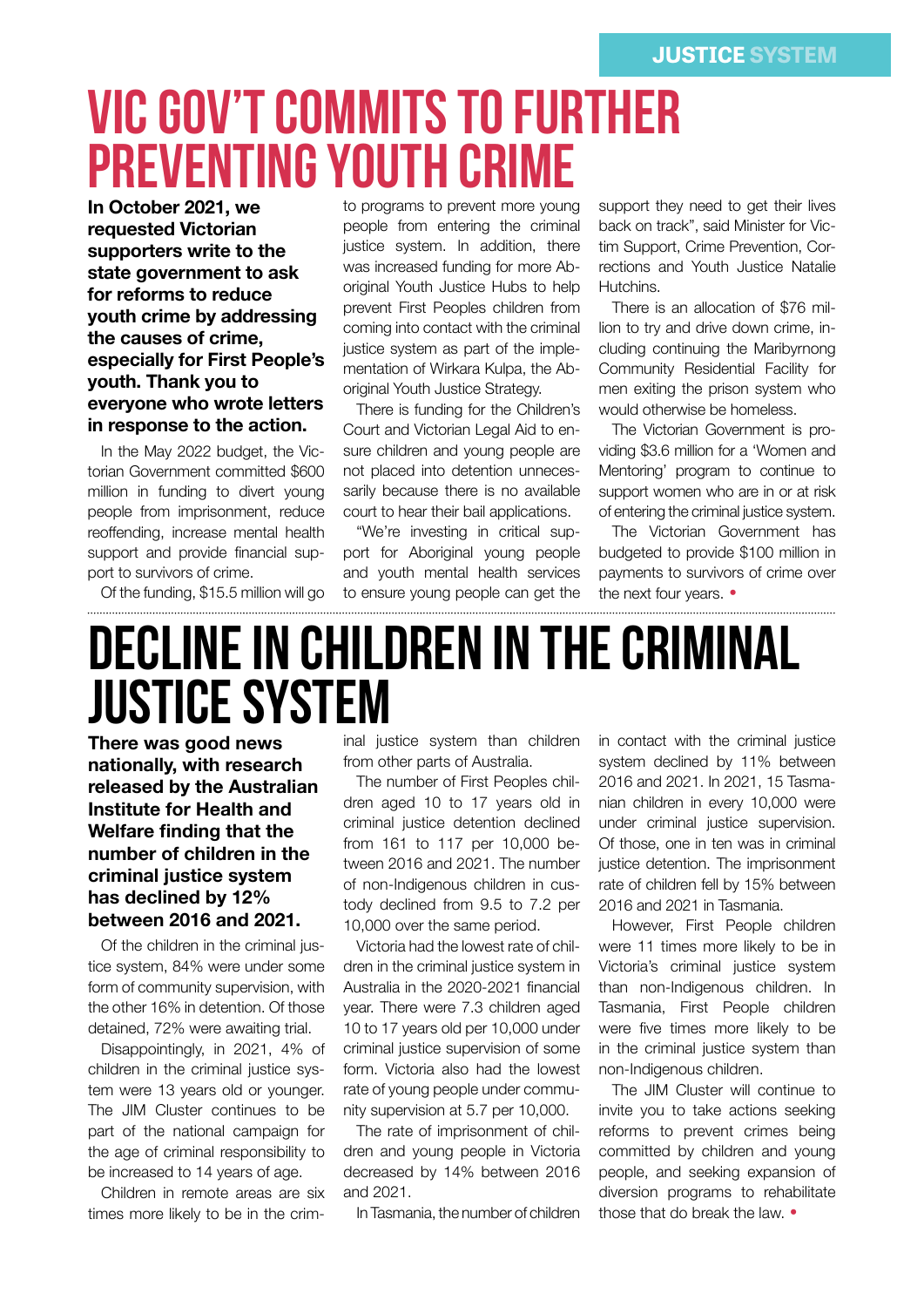# VIC GOV'T COMMITS TO FURTHER PREVENTING YOUTH CRIME

**In October 2021, we requested Victorian supporters write to the state government to ask for reforms to reduce youth crime by addressing the causes of crime, especially for First People's youth. Thank you to everyone who wrote letters in response to the action.**

In the May 2022 budget, the Victorian Government committed $600 million in funding to divert young people from imprisonment, reduce reoffending, increase mental health support and provide financial support to survivors of crime.

Of the funding, $15.5 million will go to programs to prevent more young people from entering the criminal justice system. In addition, there was increased funding for more Aboriginal Youth Justice Hubs to help prevent First Peoples children from coming into contact with the criminal justice system as part of the implementation of Wirkara Kulpa, the Aboriginal Youth Justice Strategy.

There is funding for the Children's Court and Victorian Legal Aid to ensure children and young people are not placed into detention unnecessarily because there is no available court to hear their bail applications.

"We're investing in critical support for Aboriginal young people and youth mental health services to ensure young people can get the support they need to get their lives back on track", said Minister for Victim Support, Crime Prevention, Corrections and Youth Justice Natalie Hutchins.

There is an allocation of $76 million to try and drive down crime, including continuing the Maribyrnong Community Residential Facility for men exiting the prison system who would otherwise be homeless.

The Victorian Government is providing $3.6 million for a 'Women and Mentoring' program to support women who are in or at risk of entering the criminal justice system.

The Victorian Government has budgeted to provide $100 million in payments to survivors of crime over the next four years. •

# DECLINE IN CHILDREN IN THE CRIMINAL JUSTICE SYSTEM

**There was good news nationally, with research released by the Australian Institute for Health and Welfare finding that the number of children in the criminal justice system has declined by 12% between 2016 and 2021.**

Of the children in the criminal justice system, 84% were under some form of community supervision, with the other 16% in detention. Of those detained, 72% were awaiting trial.

Disappointingly, in 2021, 4% of children in the criminal justice system were 13 years old or younger. The JIM Cluster continues to be part of the national campaign for the age of criminal responsibility to be increased to 14 years of age.

Children in remote areas are six times more likely to be in the criminal justice system than children from other parts of Australia.

The number of First Peoples children aged 10 to 17 years old in criminal justice detention declined from 161 to 117 per 10,000 between 2016 and 2021. The number of non-Indigenous children in custody declined from 9.5 to 7.2 per 10,000 over the same period.

Victoria had the lowest rate of children in the criminal justice system in Australia in the 2020-2021 financial year. There were 7.3 children aged 10 to 17 years old per 10,000 under criminal justice supervision of some form. Victoria also had the lowest rate of young people under community supervision at 5.7 per 10,000.

The rate of imprisonment of children and young people in Victoria decreased by 14% between 2016 and 2021.

In Tasmania, the number of children in contact with the criminal justice system declined by 11% between 2016 and 2021. In 2021, 15 Tasmanian children in every 10,000 were under criminal justice supervision. Of those, one in ten was in criminal justice detention. The imprisonment rate of children fell by 15% between 2016 and 2021 in Tasmania.

However, First People children were 11 times more likely to be in Victoria's criminal justice system than non-Indigenous children. In Tasmania, First People children were five times more likely to be in the criminal justice system than non-Indigenous children.

The JIM Cluster will continue to invite you to take actions seeking reforms to prevent crimes being committed by children and young people, and seeking expansion of diversion programs to rehabilitate those that do break the law. •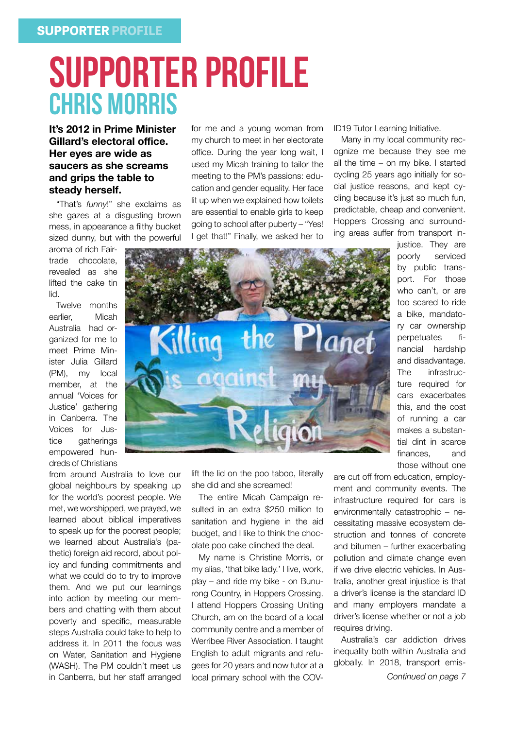# SUPPORTER PROFILE

## CHRIS MORRIS

**It's 2012 in Prime Minister Gillard's electoral office. Her eyes are wide as saucers as she screams and grips the table to steady herself.**

"That's *funny*!" she exclaims as she gazes at a disgusting brown mess, in appearance a filthy bucket sized dunny, but with the powerful aroma of rich Fairtrade chocolate, revealed as she lifted the cake tin lid.

Twelve months earlier, Micah Australia had organized for me to meet Prime Minister Julia Gillard (PM), my local member, at the annual 'Voices for Justice' gathering in Canberra. The Voices for Justice gatherings empowered hundreds of Christians from around Australia to love our global neighbours by speaking up for the world's poorest people. We met, we worshipped, we prayed, we learned about biblical imperatives to speak up for the poorest people; we learned about Australia's (pathetic) foreign aid record, about policy and funding commitments and what we could do to try to improve them. And we put our learnings into action by meeting our members and chatting with them about poverty and specific, measurable steps Australia could take to help to address it. In 2011 the focus was on Water, Sanitation and Hygiene (WASH). The PM couldn't meet us in Canberra, but her staff arranged for me and a young woman from my church to meet in her electorate office. During the year long wait, I used my Micah training to tailor the meeting to the PM's passions: education and gender equality. Her face lit up when we explained how toilets are essential to enable girls to keep going to school after puberty – "Yes! I get that!" Finally, we asked her to lift the lid on the poo taboo, literally she did and she screamed!

The entire Micah Campaign resulted in an extra $250 million to sanitation and hygiene in the aid budget, and I like to think the chocolate poo cake clinched the deal.

My name is Christine Morris, or my alias, 'that bike lady.' I live, work, play – and ride my bike - on Bunurong Country, in Hoppers Crossing. I attend Hoppers Crossing Uniting Church, am on the board of a local community centre and a member of Werribee River Association. I taught English to adult migrants and refugees for 20 years and now tutor at a local primary school with the COVID19 Tutor Learning Initiative.

Many in my local community recognize me because they see me all the time – on my bike. I started cycling 25 years ago initially for social justice reasons, and kept cycling because it's just so much fun, predictable, cheap and convenient. Hoppers Crossing and surrounding areas suffer from transport injustice. They are poorly serviced by public transport. For those who can't, or are too scared to ride a bike, mandatory car ownership perpetuates financial hardship and disadvantage. The infrastructure required for cars exacerbates this, and the cost of running a car makes a substantial dint in scarce finances, and those without one are cut off from education, employment and community events. The infrastructure required for cars is environmentally catastrophic – necessitating massive ecosystem destruction and tonnes of concrete and bitumen – further exacerbating pollution and climate change even if we drive electric vehicles. In Australia, another great injustice is that a driver's license is the standard ID and many employers mandate a driver's license whether or not a job requires driving.

Australia's car addiction drives inequality both within Australia and globally. In 2018, transport emis-

*Continued on page 7*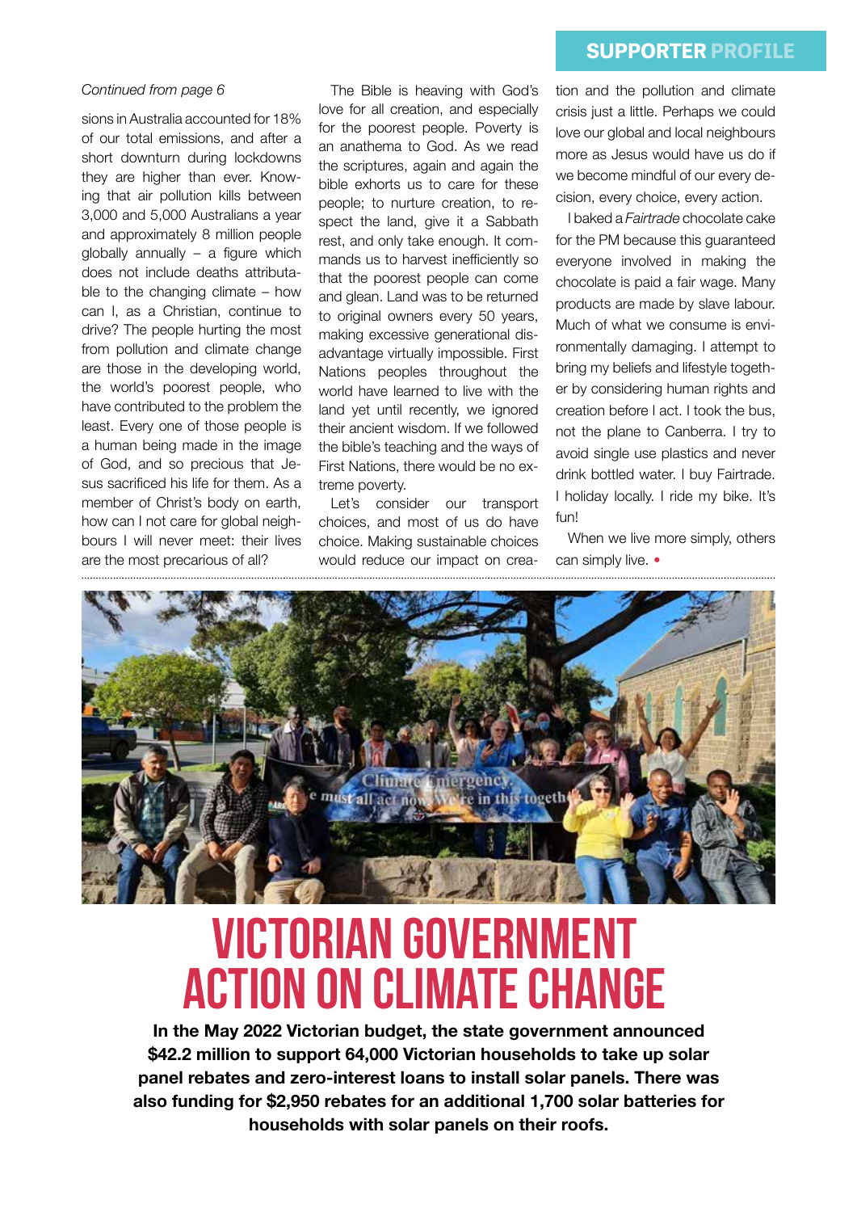## SUPPORTER PROFILE

*Continued from page 6*

sions in Australia accounted for 18% of our total emissions, and after a short downturn during lockdowns they are higher than ever. Knowing that air pollution kills between 3,000 and 5,000 Australians a year and approximately 8 million people globally annually – a figure which does not include deaths attributable to the changing climate – how can I, as a Christian, continue to drive? The people hurting the most from pollution and climate change are those in the developing world, the world's poorest people, who have contributed to the problem the least. Every one of those people is a human being made in the image of God, and so precious that Jesus sacrificed his life for them. As a member of Christ's body on earth, how can I not care for global neighbours I will never meet: their lives are the most precarious of all?

The Bible is heaving with God's love for all creation, and especially for the poorest people. Poverty is an anathema to God. As we read the scriptures, again and again the bible exhorts us to care for these people; to nurture creation, to respect the land, give it a Sabbath rest, and only take enough. It commands us to harvest inefficiently so that the poorest people can come and glean. Land was to be returned to original owners every 50 years, making excessive generational disadvantage virtually impossible. First Nations peoples throughout the world have learned to live with the land yet until recently, we ignored their ancient wisdom. If we followed the bible's teaching and the ways of First Nations, there would be no extreme poverty.

Let's consider our transport choices, and most of us do have choice. Making sustainable choices would reduce our impact on creation and the pollution and climate crisis just a little. Perhaps we could love our global and local neighbours more as Jesus would have us do if we become mindful of our every decision, every choice, every action.

I baked a *Fairtrade* chocolate cake for the PM because this guaranteed everyone involved in making the chocolate is paid a fair wage. Many products are made by slave labour. Much of what we consume is environmentally damaging. I attempt to bring my beliefs and lifestyle together by considering human rights and creation before I act. I took the bus, not the plane to Canberra. I try to avoid single use plastics and never drink bottled water. I buy Fairtrade. I holiday locally. I ride my bike. It's fun!

When we live more simply, others can simply live. •

# VICTORIAN GOVERNMENT ACTION ON CLIMATE CHANGE

**In the May 2022 Victorian budget, the state government announced $42.2 million to support 64,000 Victorian households to take up solar panel rebates and zero-interest loans to install solar panels. There was also funding for $2,950 rebates for an additional 1,700 solar batteries for households with solar panels on their roofs.**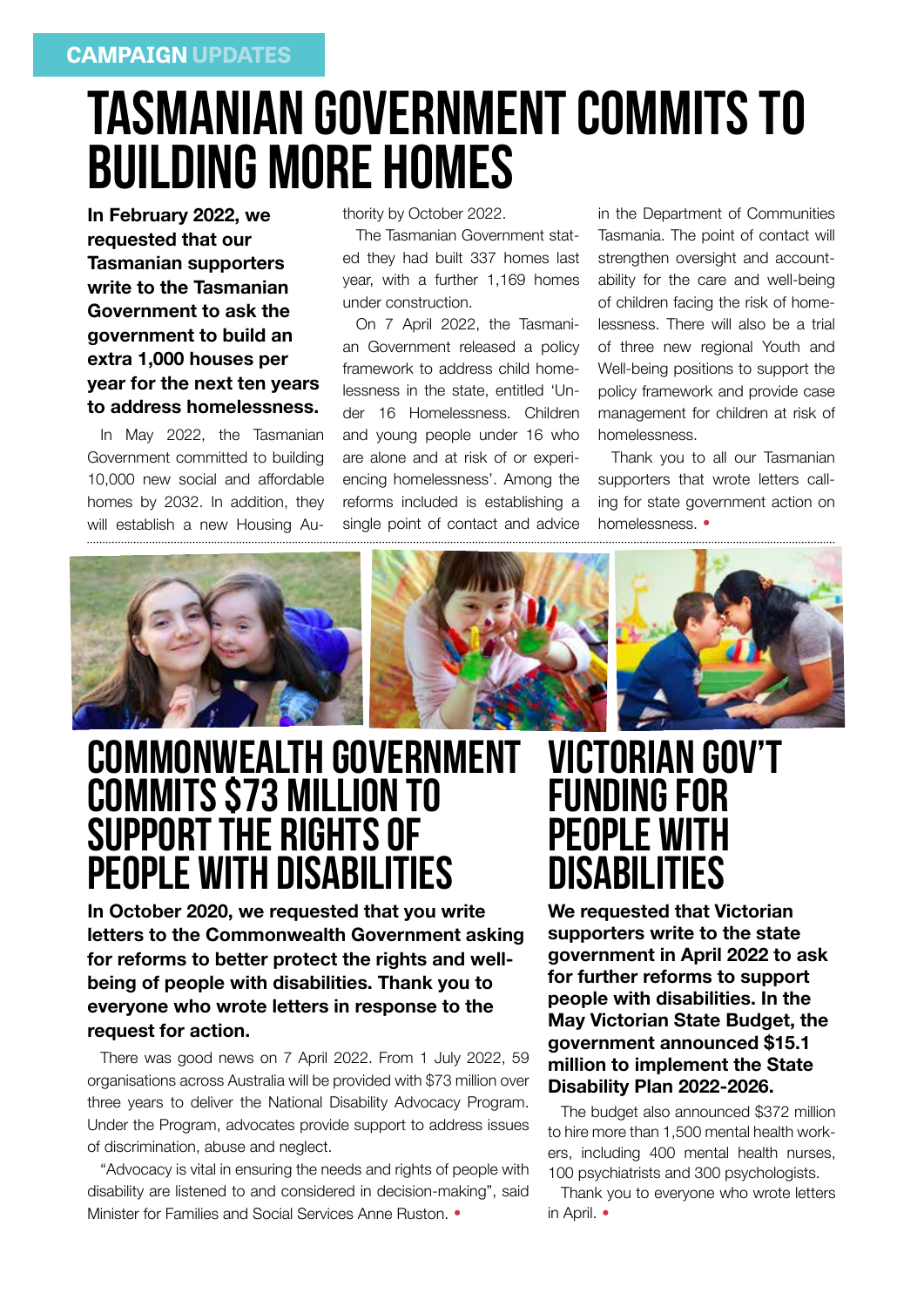CAMPAIGN UPDATES

# TASMANIAN GOVERNMENT COMMITS TO BUILDING MORE HOMES

**In February 2022, we requested that our Tasmanian supporters write to the Tasmanian Government to ask the government to build an extra 1,000 houses per year for the next ten years to address homelessness.**

In May 2022, the Tasmanian Government committed to building 10,000 new social and affordable homes by 2032. In addition, they will establish a new Housing Authority by October 2022.

The Tasmanian Government stated they had built 337 homes last year, with a further 1,169 homes under construction.

On 7 April 2022, the Tasmanian Government released a policy framework to address child homelessness in the state, entitled 'Under 16 Homelessness. Children and young people under 16 who are alone and at risk of or experiencing homelessness'. Among the reforms included is establishing a single point of contact and advice in the Department of Communities Tasmania. The point of contact will strengthen oversight and accountability for the care and well-being of children facing the risk of homelessness. There will also be a trial of three new regional Youth and Well-being positions to support the policy framework and provide case management for children at risk of homelessness.

Thank you to all our Tasmanian supporters that wrote letters calling for state government action on homelessness. •

# COMMONWEALTH GOVERNMENT COMMITS $73 MILLION TO SUPPORT THE RIGHTS OF PEOPLE WITH DISABILITIES

**In October 2020, we requested that you write letters to the Commonwealth Government asking for reforms to better protect the rights and well-being of people with disabilities. Thank you to everyone who wrote letters in response to the request for action.**

There was good news on 7 April 2022. From 1 July 2022, 59 organisations across Australia will be provided with $73 million over three years to deliver the National Disability Advocacy Program. Under the Program, advocates provide support to address issues of discrimination, abuse and neglect.

"Advocacy is vital in ensuring the needs and rights of people with disability are listened to and considered in decision-making", said Minister for Families and Social Services Anne Ruston. •

# VICTORIAN GOV'T FUNDING FOR PEOPLE WITH DISABILITIES

**We requested that Victorian supporters write to the state government in April 2022 to ask for further reforms to support people with disabilities. In the May Victorian State Budget, the government announced $15.1 million to implement the State Disability Plan 2022-2026.**

The budget also announced $372 million to hire more than 1,500 mental health workers, including 400 mental health nurses, 100 psychiatrists and 300 psychologists.

Thank you to everyone who wrote letters in April. •